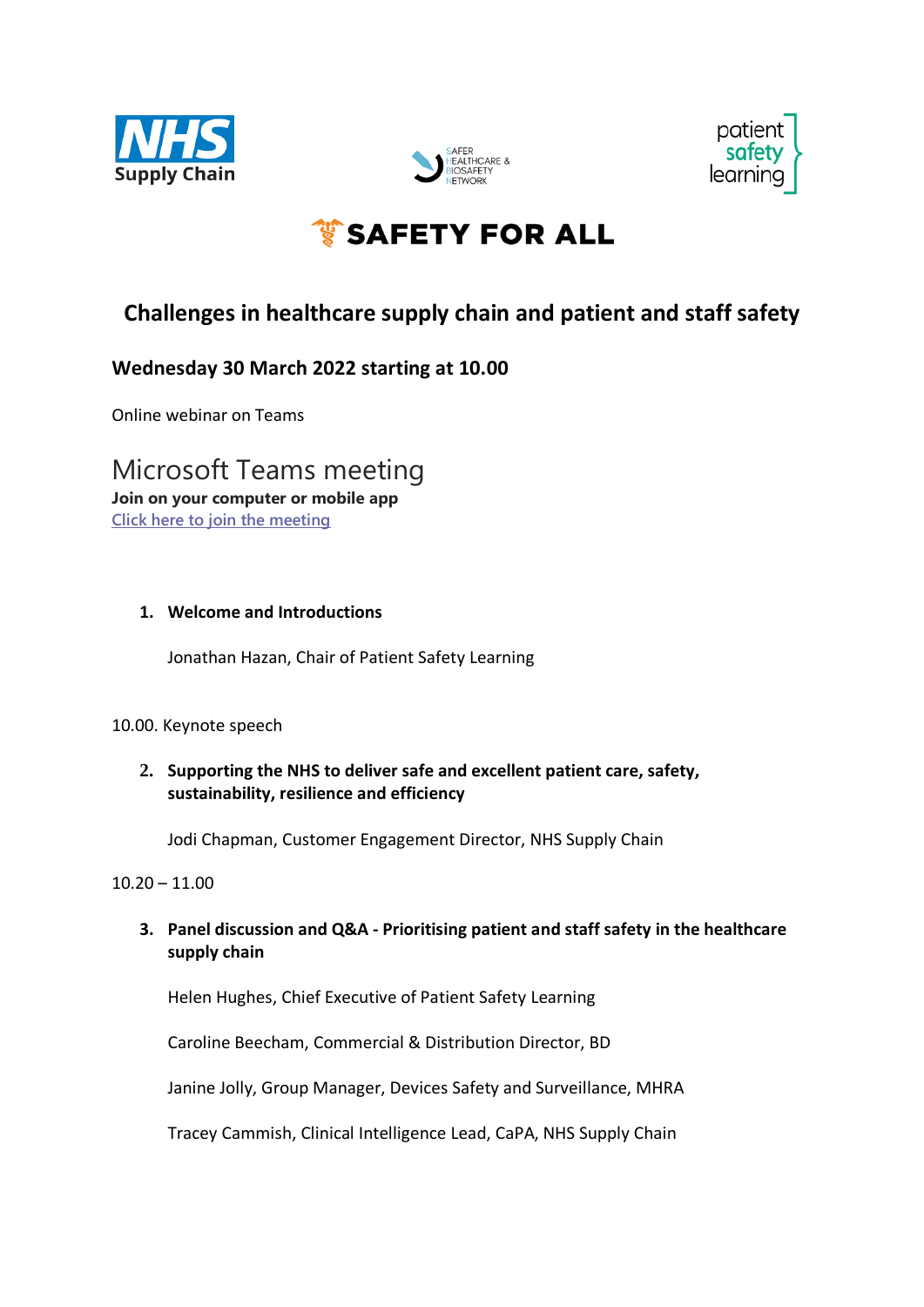NHS Supply Chain

SAFER HEALTHCARE & BIOSAFETY NETWORK

patient safety learning

# SAFETY FOR ALL

## Challenges in healthcare supply chain and patient and staff safety

### Wednesday 30 March 2022 starting at 10.00

Online webinar on Teams

## Microsoft Teams meeting

**Join on your computer or mobile app**

Click here to join the meeting

1. **Welcome and Introductions**

   Jonathan Hazan, Chair of Patient Safety Learning

10.00. Keynote speech

2. **Supporting the NHS to deliver safe and excellent patient care, safety, sustainability, resilience and efficiency**

   Jodi Chapman, Customer Engagement Director, NHS Supply Chain

10.20 – 11.00

3. **Panel discussion and Q&A - Prioritising patient and staff safety in the healthcare supply chain**

   Helen Hughes, Chief Executive of Patient Safety Learning

   Caroline Beecham, Commercial & Distribution Director, BD

   Janine Jolly, Group Manager, Devices Safety and Surveillance, MHRA

   Tracey Cammish, Clinical Intelligence Lead, CaPA, NHS Supply Chain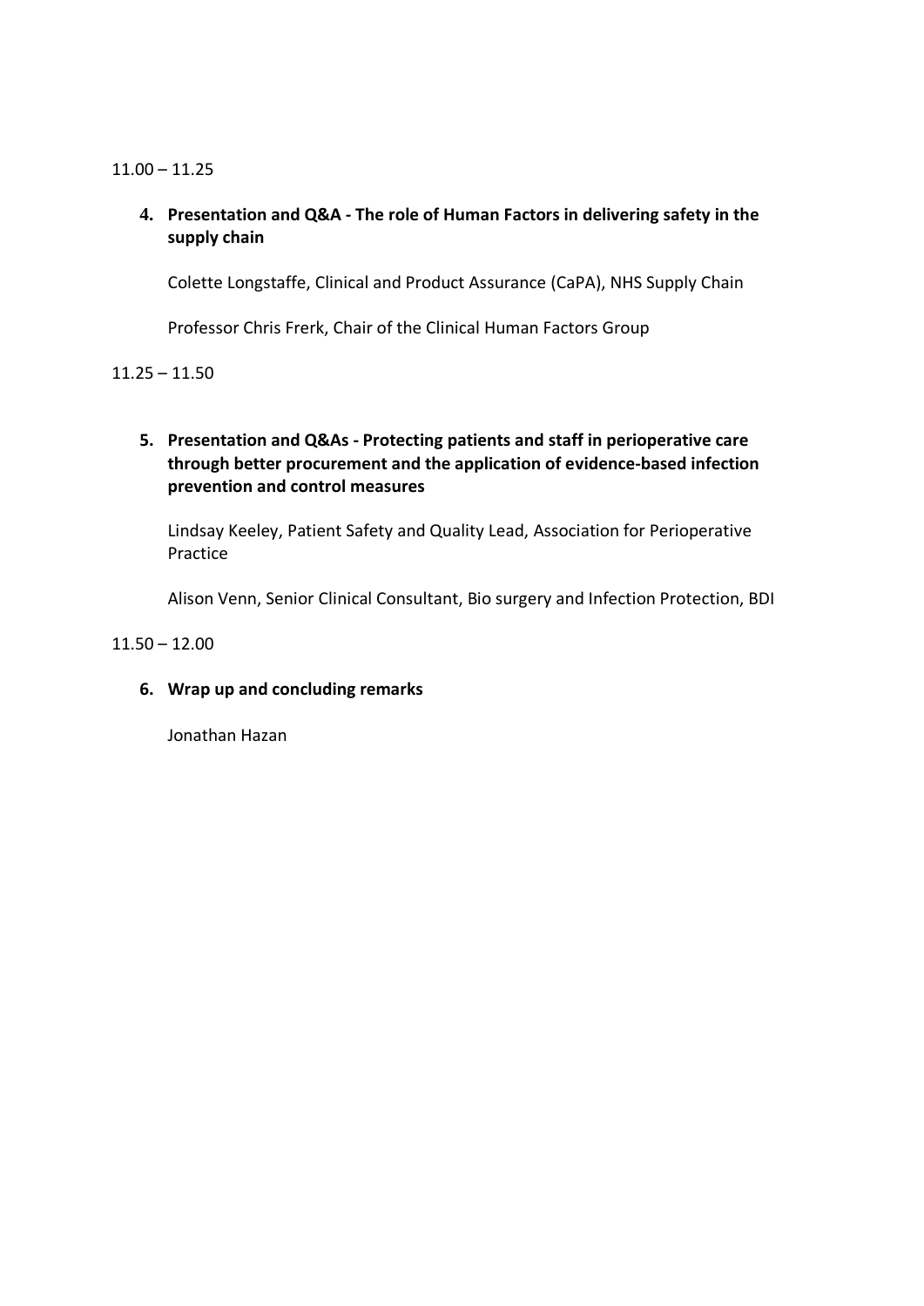11.00 – 11.25

4. **Presentation and Q&A - The role of Human Factors in delivering safety in the supply chain**

   Colette Longstaffe, Clinical and Product Assurance (CaPA), NHS Supply Chain

   Professor Chris Frerk, Chair of the Clinical Human Factors Group

11.25 – 11.50

5. **Presentation and Q&As - Protecting patients and staff in perioperative care through better procurement and the application of evidence-based infection prevention and control measures**

   Lindsay Keeley, Patient Safety and Quality Lead, Association for Perioperative Practice

   Alison Venn, Senior Clinical Consultant, Bio surgery and Infection Protection, BDI

11.50 – 12.00

6. **Wrap up and concluding remarks**

   Jonathan Hazan